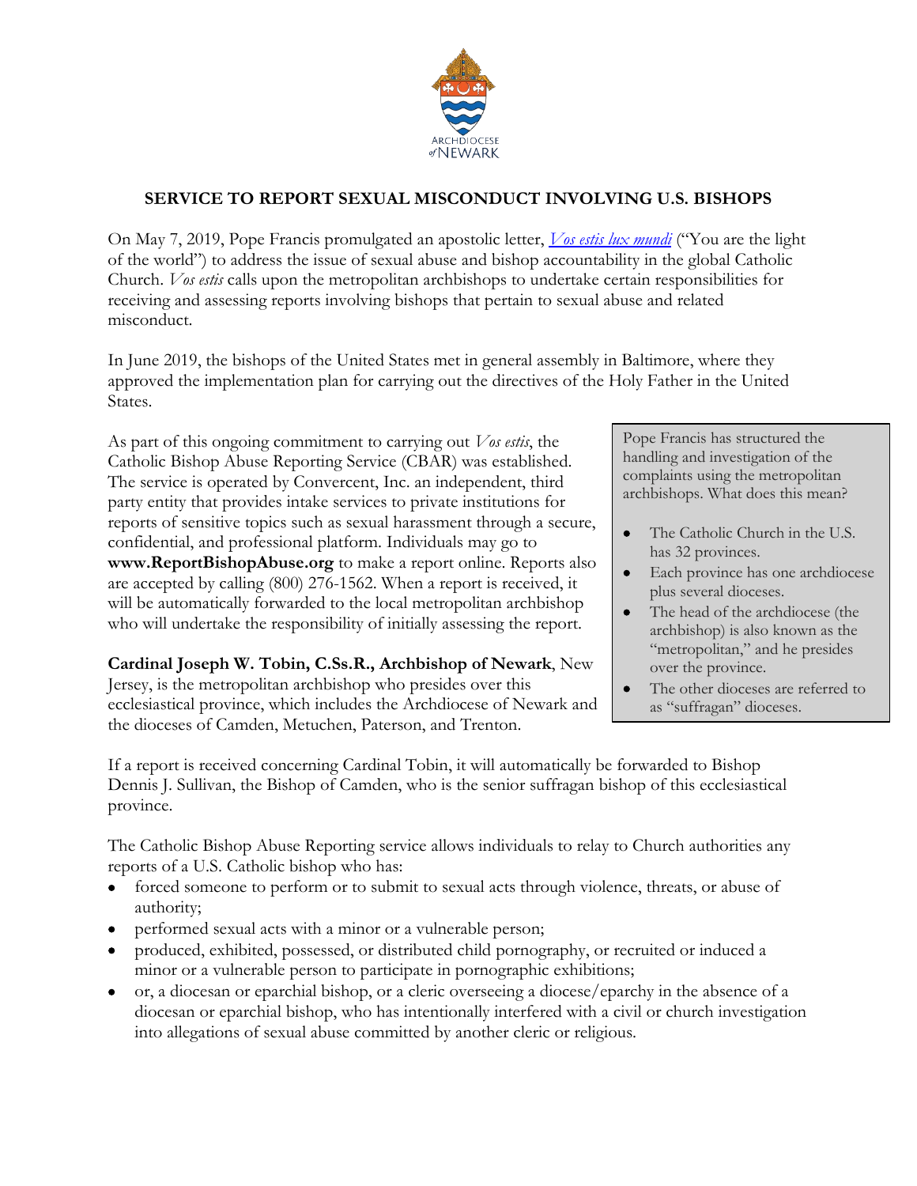ARCHDIOCESE of NEWARK

## SERVICE TO REPORT SEXUAL MISCONDUCT INVOLVING U.S. BISHOPS

On May 7, 2019, Pope Francis promulgated an apostolic letter, *Vos estis lux mundi* ("You are the light of the world") to address the issue of sexual abuse and bishop accountability in the global Catholic Church. *Vos estis* calls upon the metropolitan archbishops to undertake certain responsibilities for receiving and assessing reports involving bishops that pertain to sexual abuse and related misconduct.

In June 2019, the bishops of the United States met in general assembly in Baltimore, where they approved the implementation plan for carrying out the directives of the Holy Father in the United States.

As part of this ongoing commitment to carrying out *Vos estis*, the Catholic Bishop Abuse Reporting Service (CBAR) was established. The service is operated by Convercent, Inc. an independent, third party entity that provides intake services to private institutions for reports of sensitive topics such as sexual harassment through a secure, confidential, and professional platform. Individuals may go to **www.ReportBishopAbuse.org** to make a report online. Reports also are accepted by calling (800) 276-1562. When a report is received, it will be automatically forwarded to the local metropolitan archbishop who will undertake the responsibility of initially assessing the report.

**Cardinal Joseph W. Tobin, C.Ss.R., Archbishop of Newark**, New Jersey, is the metropolitan archbishop who presides over this ecclesiastical province, which includes the Archdiocese of Newark and the dioceses of Camden, Metuchen, Paterson, and Trenton.

> Pope Francis has structured the handling and investigation of the complaints using the metropolitan archbishops. What does this mean?
>
> - The Catholic Church in the U.S. has 32 provinces.
> - Each province has one archdiocese plus several dioceses.
> - The head of the archdiocese (the archbishop) is also known as the "metropolitan," and he presides over the province.
> - The other dioceses are referred to as "suffragan" dioceses.

If a report is received concerning Cardinal Tobin, it will automatically be forwarded to Bishop Dennis J. Sullivan, the Bishop of Camden, who is the senior suffragan bishop of this ecclesiastical province.

The Catholic Bishop Abuse Reporting service allows individuals to relay to Church authorities any reports of a U.S. Catholic bishop who has:

- forced someone to perform or to submit to sexual acts through violence, threats, or abuse of authority;
- performed sexual acts with a minor or a vulnerable person;
- produced, exhibited, possessed, or distributed child pornography, or recruited or induced a minor or a vulnerable person to participate in pornographic exhibitions;
- or, a diocesan or eparchial bishop, or a cleric overseeing a diocese/eparchy in the absence of a diocesan or eparchial bishop, who has intentionally interfered with a civil or church investigation into allegations of sexual abuse committed by another cleric or religious.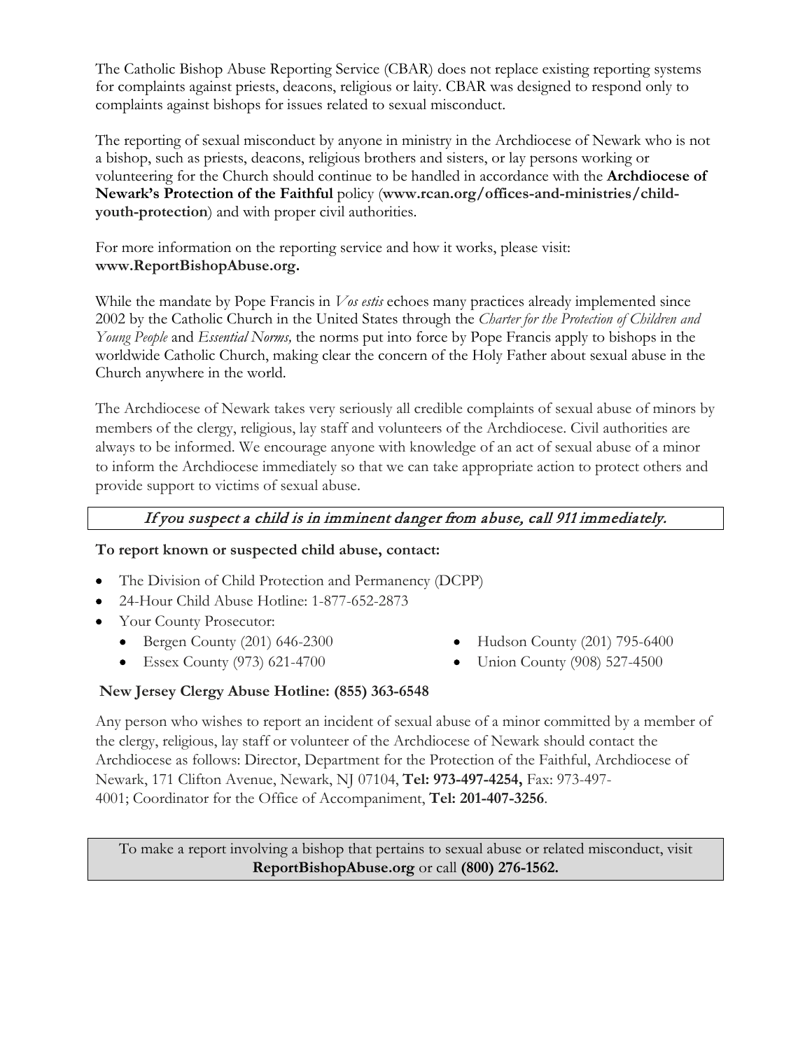The Catholic Bishop Abuse Reporting Service (CBAR) does not replace existing reporting systems for complaints against priests, deacons, religious or laity. CBAR was designed to respond only to complaints against bishops for issues related to sexual misconduct.

The reporting of sexual misconduct by anyone in ministry in the Archdiocese of Newark who is not a bishop, such as priests, deacons, religious brothers and sisters, or lay persons working or volunteering for the Church should continue to be handled in accordance with the **Archdiocese of Newark's Protection of the Faithful** policy (**www.rcan.org/offices-and-ministries/child-youth-protection**) and with proper civil authorities.

For more information on the reporting service and how it works, please visit: **www.ReportBishopAbuse.org.**

While the mandate by Pope Francis in *Vos estis* echoes many practices already implemented since 2002 by the Catholic Church in the United States through the *Charter for the Protection of Children and Young People* and *Essential Norms,* the norms put into force by Pope Francis apply to bishops in the worldwide Catholic Church, making clear the concern of the Holy Father about sexual abuse in the Church anywhere in the world.

The Archdiocese of Newark takes very seriously all credible complaints of sexual abuse of minors by members of the clergy, religious, lay staff and volunteers of the Archdiocese. Civil authorities are always to be informed. We encourage anyone with knowledge of an act of sexual abuse of a minor to inform the Archdiocese immediately so that we can take appropriate action to protect others and provide support to victims of sexual abuse.

*If you suspect a child is in imminent danger from abuse, call 911 immediately.*

**To report known or suspected child abuse, contact:**

- The Division of Child Protection and Permanency (DCPP)
- 24-Hour Child Abuse Hotline: 1-877-652-2873
- Your County Prosecutor:
  - Bergen County (201) 646-2300
  - Essex County (973) 621-4700
  - Hudson County (201) 795-6400
  - Union County (908) 527-4500

**New Jersey Clergy Abuse Hotline: (855) 363-6548**

Any person who wishes to report an incident of sexual abuse of a minor committed by a member of the clergy, religious, lay staff or volunteer of the Archdiocese of Newark should contact the Archdiocese as follows: Director, Department for the Protection of the Faithful, Archdiocese of Newark, 171 Clifton Avenue, Newark, NJ 07104, **Tel: 973-497-4254,** Fax: 973-497-4001; Coordinator for the Office of Accompaniment, **Tel: 201-407-3256**.

To make a report involving a bishop that pertains to sexual abuse or related misconduct, visit **ReportBishopAbuse.org** or call **(800) 276-1562.**